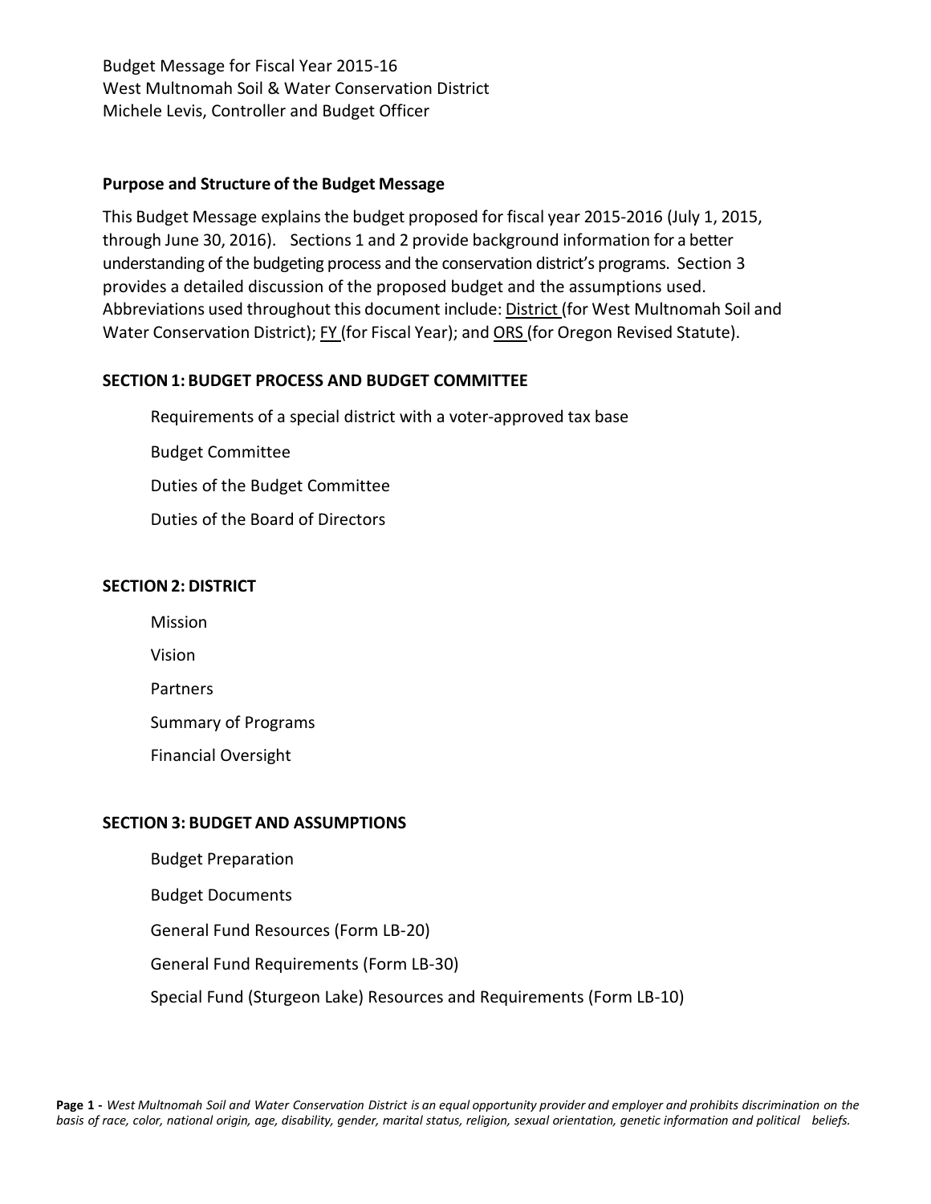Budget Message for Fiscal Year 2015-16
West Multnomah Soil & Water Conservation District
Michele Levis, Controller and Budget Officer

**Purpose and Structure of the Budget Message**

This Budget Message explains the budget proposed for fiscal year 2015-2016 (July 1, 2015, through June 30, 2016). Sections 1 and 2 provide background information for a better understanding of the budgeting process and the conservation district's programs. Section 3 provides a detailed discussion of the proposed budget and the assumptions used. Abbreviations used throughout this document include: District (for West Multnomah Soil and Water Conservation District); FY (for Fiscal Year); and ORS (for Oregon Revised Statute).

## SECTION 1: BUDGET PROCESS AND BUDGET COMMITTEE

- Requirements of a special district with a voter-approved tax base
- Budget Committee
- Duties of the Budget Committee
- Duties of the Board of Directors

## SECTION 2: DISTRICT

- Mission
- Vision
- Partners
- Summary of Programs
- Financial Oversight

## SECTION 3: BUDGET AND ASSUMPTIONS

- Budget Preparation
- Budget Documents
- General Fund Resources (Form LB-20)
- General Fund Requirements (Form LB-30)
- Special Fund (Sturgeon Lake) Resources and Requirements (Form LB-10)

*West Multnomah Soil and Water Conservation District is an equal opportunity provider and employer and prohibits discrimination on the basis of race, color, national origin, age, disability, gender, marital status, religion, sexual orientation, genetic information and political beliefs.*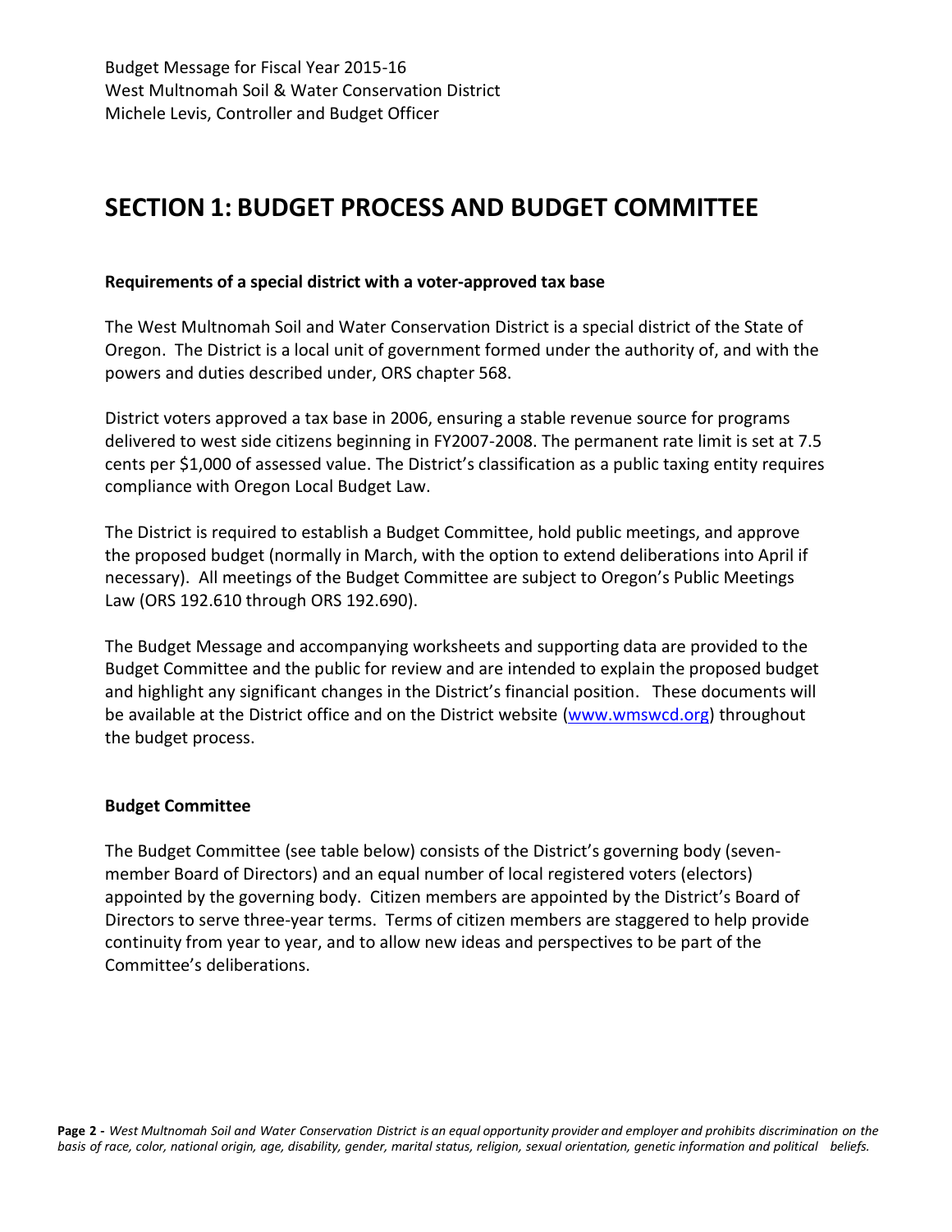Budget Message for Fiscal Year 2015-16
West Multnomah Soil & Water Conservation District
Michele Levis, Controller and Budget Officer

# SECTION 1: BUDGET PROCESS AND BUDGET COMMITTEE

**Requirements of a special district with a voter-approved tax base**

The West Multnomah Soil and Water Conservation District is a special district of the State of Oregon. The District is a local unit of government formed under the authority of, and with the powers and duties described under, ORS chapter 568.

District voters approved a tax base in 2006, ensuring a stable revenue source for programs delivered to west side citizens beginning in FY2007-2008. The permanent rate limit is set at 7.5 cents per $1,000 of assessed value. The District's classification as a public taxing entity requires compliance with Oregon Local Budget Law.

The District is required to establish a Budget Committee, hold public meetings, and approve the proposed budget (normally in March, with the option to extend deliberations into April if necessary). All meetings of the Budget Committee are subject to Oregon's Public Meetings Law (ORS 192.610 through ORS 192.690).

The Budget Message and accompanying worksheets and supporting data are provided to the Budget Committee and the public for review and are intended to explain the proposed budget and highlight any significant changes in the District's financial position. These documents will be available at the District office and on the District website (www.wmswcd.org) throughout the budget process.

**Budget Committee**

The Budget Committee (see table below) consists of the District's governing body (seven-member Board of Directors) and an equal number of local registered voters (electors) appointed by the governing body. Citizen members are appointed by the District's Board of Directors to serve three-year terms. Terms of citizen members are staggered to help provide continuity from year to year, and to allow new ideas and perspectives to be part of the Committee's deliberations.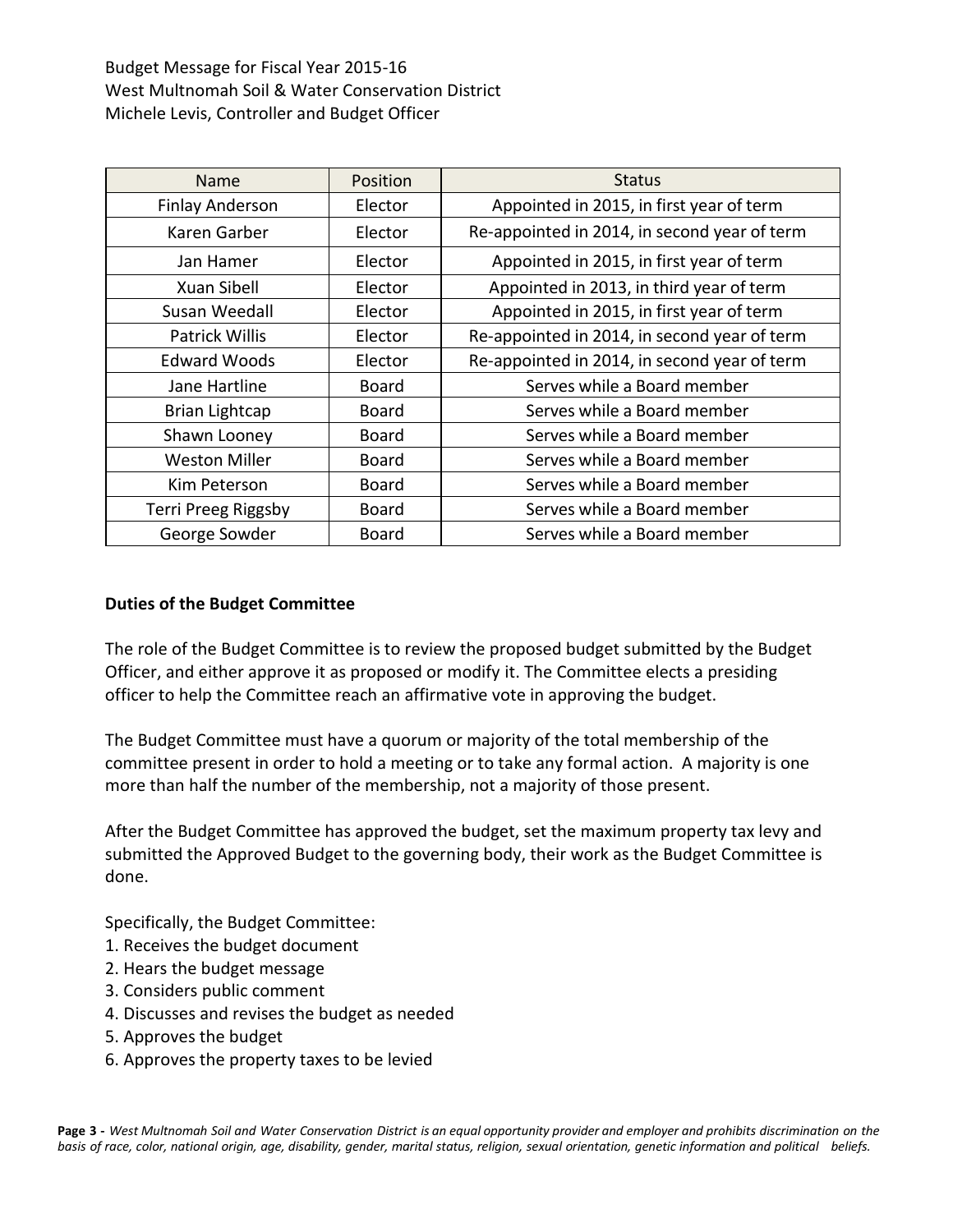| Name | Position | Status |
|---|---|---|
| Finlay Anderson | Elector | Appointed in 2015, in first year of term |
| Karen Garber | Elector | Re-appointed in 2014, in second year of term |
| Jan Hamer | Elector | Appointed in 2015, in first year of term |
| Xuan Sibell | Elector | Appointed in 2013, in third year of term |
| Susan Weedall | Elector | Appointed in 2015, in first year of term |
| Patrick Willis | Elector | Re-appointed in 2014, in second year of term |
| Edward Woods | Elector | Re-appointed in 2014, in second year of term |
| Jane Hartline | Board | Serves while a Board member |
| Brian Lightcap | Board | Serves while a Board member |
| Shawn Looney | Board | Serves while a Board member |
| Weston Miller | Board | Serves while a Board member |
| Kim Peterson | Board | Serves while a Board member |
| Terri Preeg Riggsby | Board | Serves while a Board member |
| George Sowder | Board | Serves while a Board member |

**Duties of the Budget Committee**

The role of the Budget Committee is to review the proposed budget submitted by the Budget Officer, and either approve it as proposed or modify it. The Committee elects a presiding officer to help the Committee reach an affirmative vote in approving the budget.

The Budget Committee must have a quorum or majority of the total membership of the committee present in order to hold a meeting or to take any formal action. A majority is one more than half the number of the membership, not a majority of those present.

After the Budget Committee has approved the budget, set the maximum property tax levy and submitted the Approved Budget to the governing body, their work as the Budget Committee is done.

Specifically, the Budget Committee:

1. Receives the budget document
2. Hears the budget message
3. Considers public comment
4. Discusses and revises the budget as needed
5. Approves the budget
6. Approves the property taxes to be levied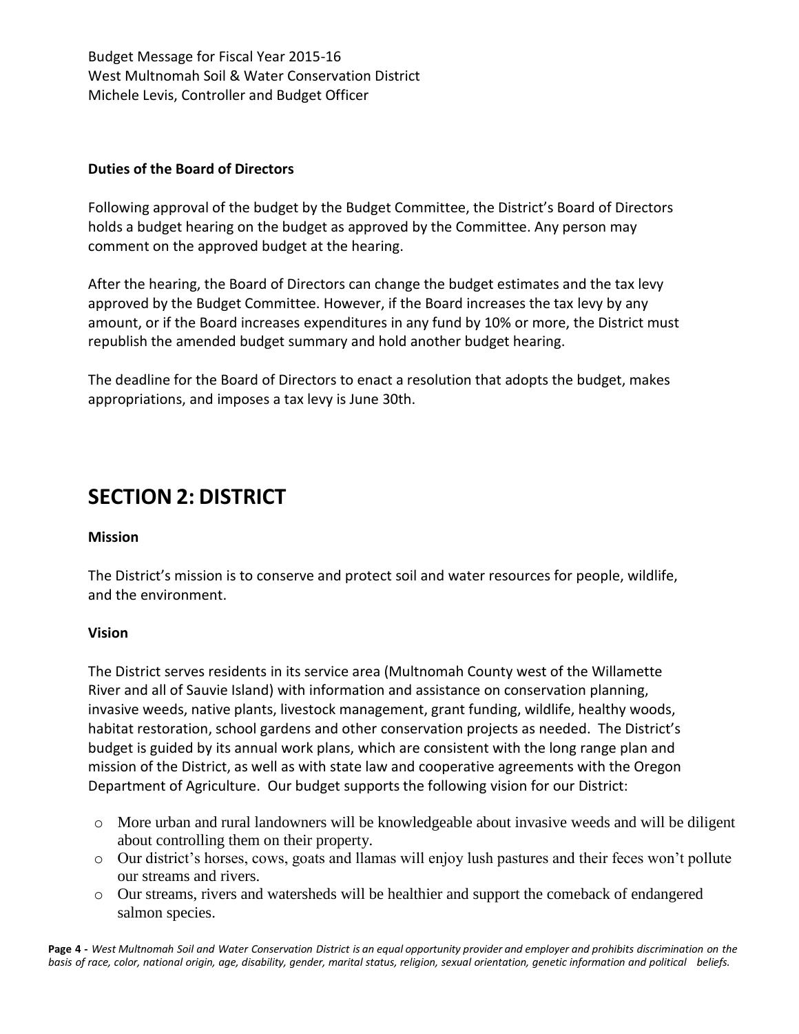### Duties of the Board of Directors

Following approval of the budget by the Budget Committee, the District's Board of Directors holds a budget hearing on the budget as approved by the Committee. Any person may comment on the approved budget at the hearing.

After the hearing, the Board of Directors can change the budget estimates and the tax levy approved by the Budget Committee. However, if the Board increases the tax levy by any amount, or if the Board increases expenditures in any fund by 10% or more, the District must republish the amended budget summary and hold another budget hearing.

The deadline for the Board of Directors to enact a resolution that adopts the budget, makes appropriations, and imposes a tax levy is June 30th.

# SECTION 2: DISTRICT

### Mission

The District's mission is to conserve and protect soil and water resources for people, wildlife, and the environment.

### Vision

The District serves residents in its service area (Multnomah County west of the Willamette River and all of Sauvie Island) with information and assistance on conservation planning, invasive weeds, native plants, livestock management, grant funding, wildlife, healthy woods, habitat restoration, school gardens and other conservation projects as needed. The District's budget is guided by its annual work plans, which are consistent with the long range plan and mission of the District, as well as with state law and cooperative agreements with the Oregon Department of Agriculture. Our budget supports the following vision for our District:

- More urban and rural landowners will be knowledgeable about invasive weeds and will be diligent about controlling them on their property.
- Our district's horses, cows, goats and llamas will enjoy lush pastures and their feces won't pollute our streams and rivers.
- Our streams, rivers and watersheds will be healthier and support the comeback of endangered salmon species.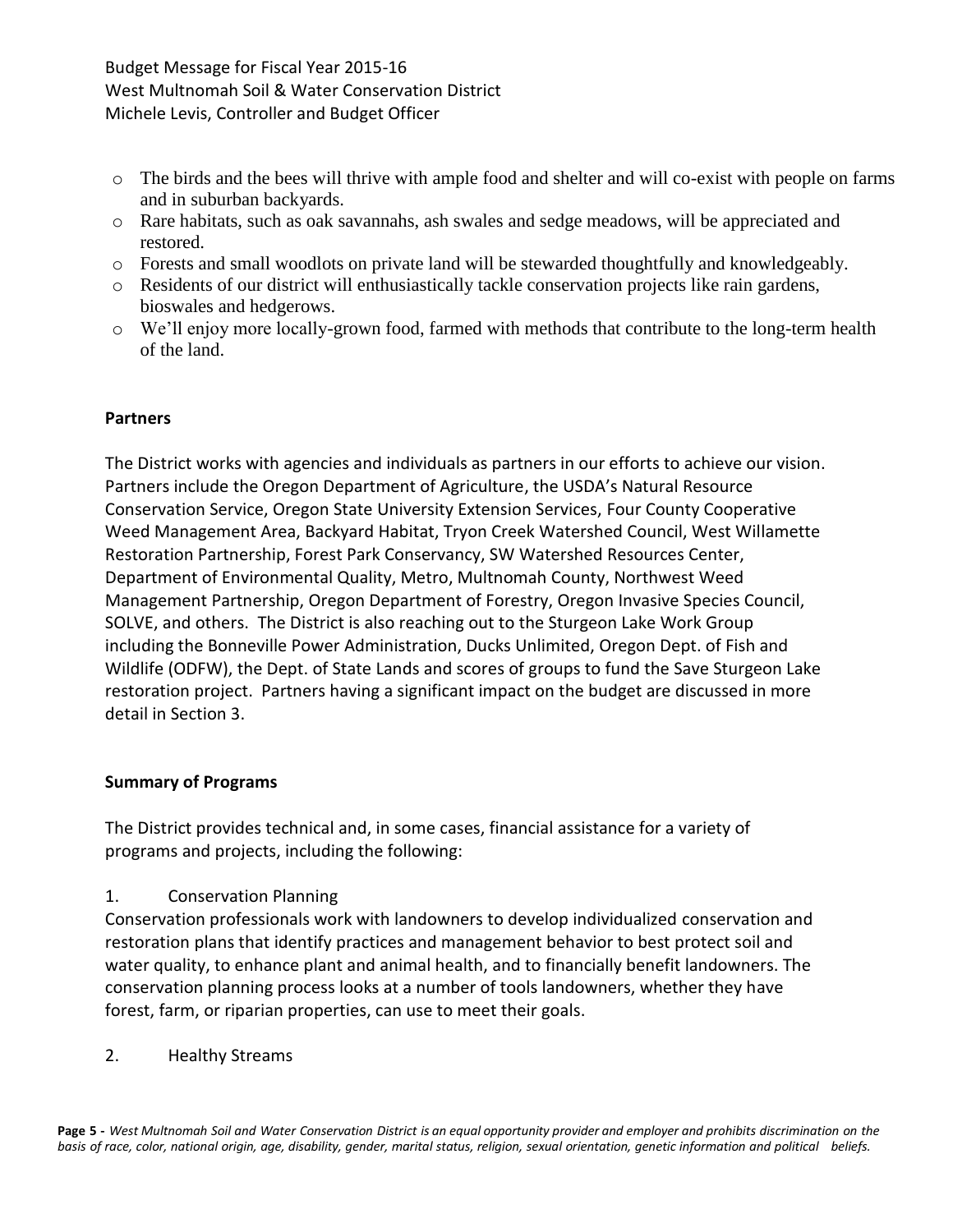- The birds and the bees will thrive with ample food and shelter and will co-exist with people on farms and in suburban backyards.
- Rare habitats, such as oak savannahs, ash swales and sedge meadows, will be appreciated and restored.
- Forests and small woodlots on private land will be stewarded thoughtfully and knowledgeably.
- Residents of our district will enthusiastically tackle conservation projects like rain gardens, bioswales and hedgerows.
- We'll enjoy more locally-grown food, farmed with methods that contribute to the long-term health of the land.

**Partners**

The District works with agencies and individuals as partners in our efforts to achieve our vision. Partners include the Oregon Department of Agriculture, the USDA's Natural Resource Conservation Service, Oregon State University Extension Services, Four County Cooperative Weed Management Area, Backyard Habitat, Tryon Creek Watershed Council, West Willamette Restoration Partnership, Forest Park Conservancy, SW Watershed Resources Center, Department of Environmental Quality, Metro, Multnomah County, Northwest Weed Management Partnership, Oregon Department of Forestry, Oregon Invasive Species Council, SOLVE, and others. The District is also reaching out to the Sturgeon Lake Work Group including the Bonneville Power Administration, Ducks Unlimited, Oregon Dept. of Fish and Wildlife (ODFW), the Dept. of State Lands and scores of groups to fund the Save Sturgeon Lake restoration project. Partners having a significant impact on the budget are discussed in more detail in Section 3.

**Summary of Programs**

The District provides technical and, in some cases, financial assistance for a variety of programs and projects, including the following:

1. Conservation Planning

Conservation professionals work with landowners to develop individualized conservation and restoration plans that identify practices and management behavior to best protect soil and water quality, to enhance plant and animal health, and to financially benefit landowners. The conservation planning process looks at a number of tools landowners, whether they have forest, farm, or riparian properties, can use to meet their goals.

2. Healthy Streams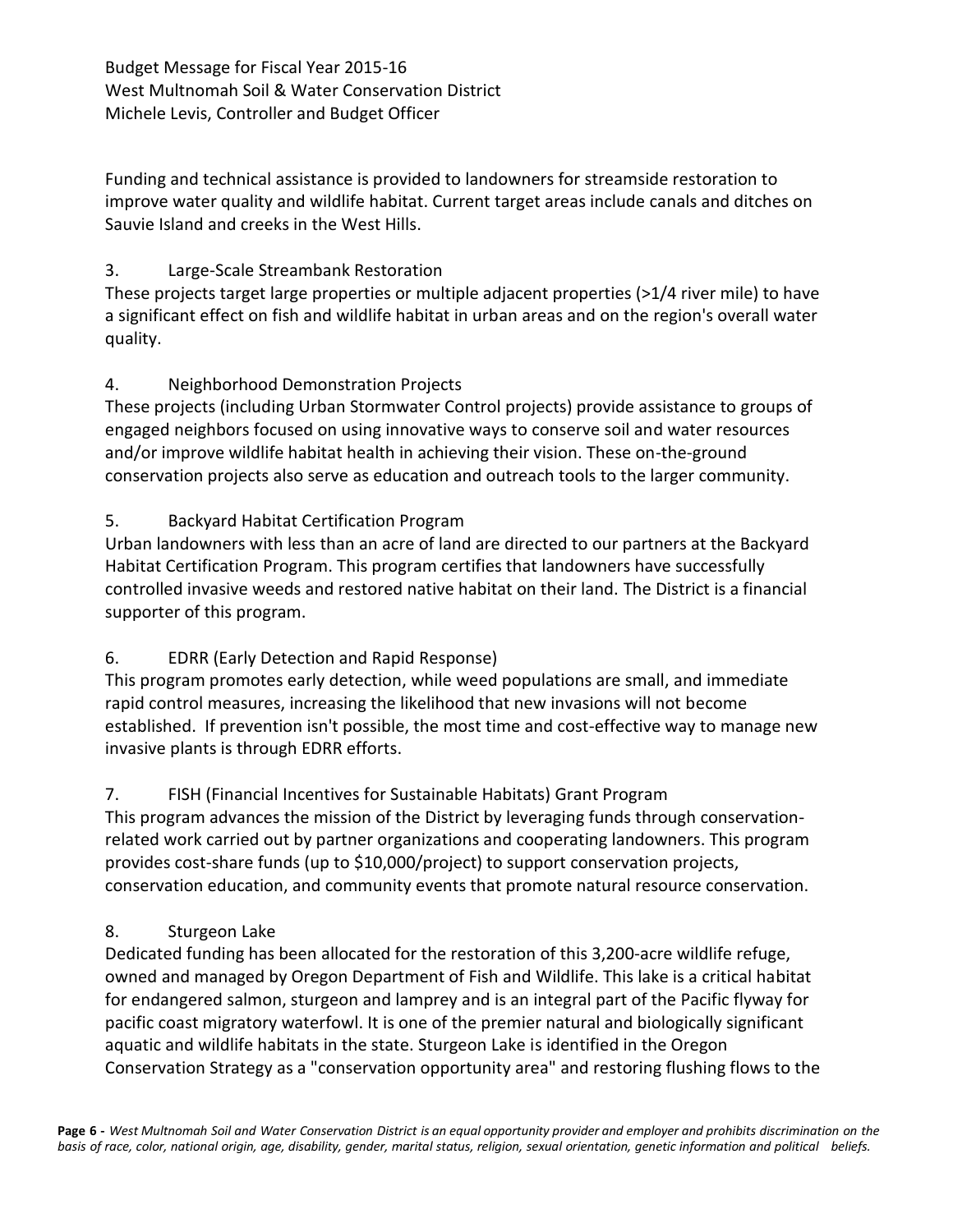Funding and technical assistance is provided to landowners for streamside restoration to improve water quality and wildlife habitat. Current target areas include canals and ditches on Sauvie Island and creeks in the West Hills.

3. Large-Scale Streambank Restoration

These projects target large properties or multiple adjacent properties (>1/4 river mile) to have a significant effect on fish and wildlife habitat in urban areas and on the region's overall water quality.

4. Neighborhood Demonstration Projects

These projects (including Urban Stormwater Control projects) provide assistance to groups of engaged neighbors focused on using innovative ways to conserve soil and water resources and/or improve wildlife habitat health in achieving their vision. These on-the-ground conservation projects also serve as education and outreach tools to the larger community.

5. Backyard Habitat Certification Program

Urban landowners with less than an acre of land are directed to our partners at the Backyard Habitat Certification Program. This program certifies that landowners have successfully controlled invasive weeds and restored native habitat on their land. The District is a financial supporter of this program.

6. EDRR (Early Detection and Rapid Response)

This program promotes early detection, while weed populations are small, and immediate rapid control measures, increasing the likelihood that new invasions will not become established. If prevention isn't possible, the most time and cost-effective way to manage new invasive plants is through EDRR efforts.

7. FISH (Financial Incentives for Sustainable Habitats) Grant Program

This program advances the mission of the District by leveraging funds through conservation-related work carried out by partner organizations and cooperating landowners. This program provides cost-share funds (up to $10,000/project) to support conservation projects, conservation education, and community events that promote natural resource conservation.

8. Sturgeon Lake

Dedicated funding has been allocated for the restoration of this 3,200-acre wildlife refuge, owned and managed by Oregon Department of Fish and Wildlife. This lake is a critical habitat for endangered salmon, sturgeon and lamprey and is an integral part of the Pacific flyway for pacific coast migratory waterfowl. It is one of the premier natural and biologically significant aquatic and wildlife habitats in the state. Sturgeon Lake is identified in the Oregon Conservation Strategy as a "conservation opportunity area" and restoring flushing flows to the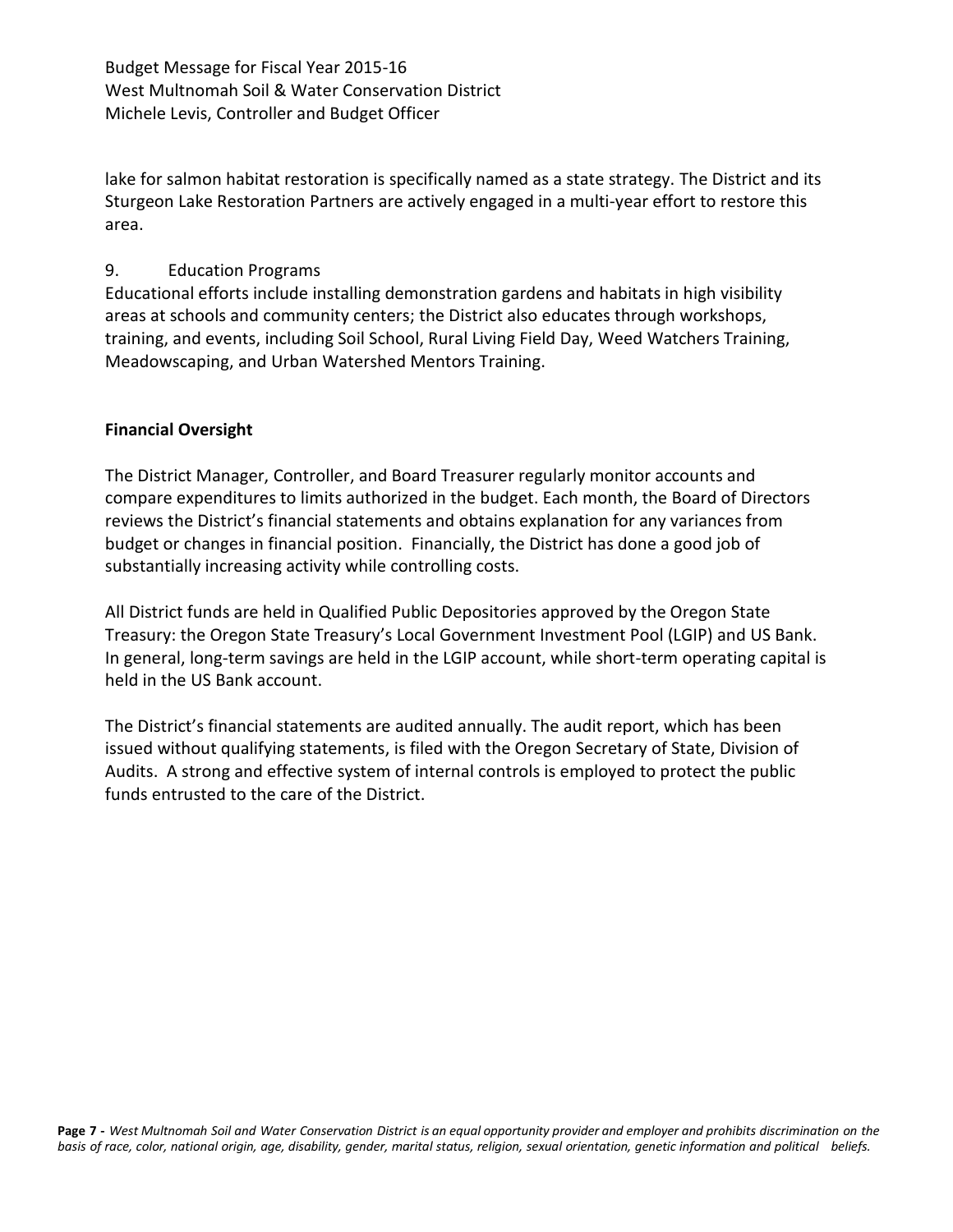lake for salmon habitat restoration is specifically named as a state strategy. The District and its Sturgeon Lake Restoration Partners are actively engaged in a multi-year effort to restore this area.

9. Education Programs

Educational efforts include installing demonstration gardens and habitats in high visibility areas at schools and community centers; the District also educates through workshops, training, and events, including Soil School, Rural Living Field Day, Weed Watchers Training, Meadowscaping, and Urban Watershed Mentors Training.

**Financial Oversight**

The District Manager, Controller, and Board Treasurer regularly monitor accounts and compare expenditures to limits authorized in the budget. Each month, the Board of Directors reviews the District's financial statements and obtains explanation for any variances from budget or changes in financial position. Financially, the District has done a good job of substantially increasing activity while controlling costs.

All District funds are held in Qualified Public Depositories approved by the Oregon State Treasury: the Oregon State Treasury's Local Government Investment Pool (LGIP) and US Bank. In general, long-term savings are held in the LGIP account, while short-term operating capital is held in the US Bank account.

The District's financial statements are audited annually. The audit report, which has been issued without qualifying statements, is filed with the Oregon Secretary of State, Division of Audits. A strong and effective system of internal controls is employed to protect the public funds entrusted to the care of the District.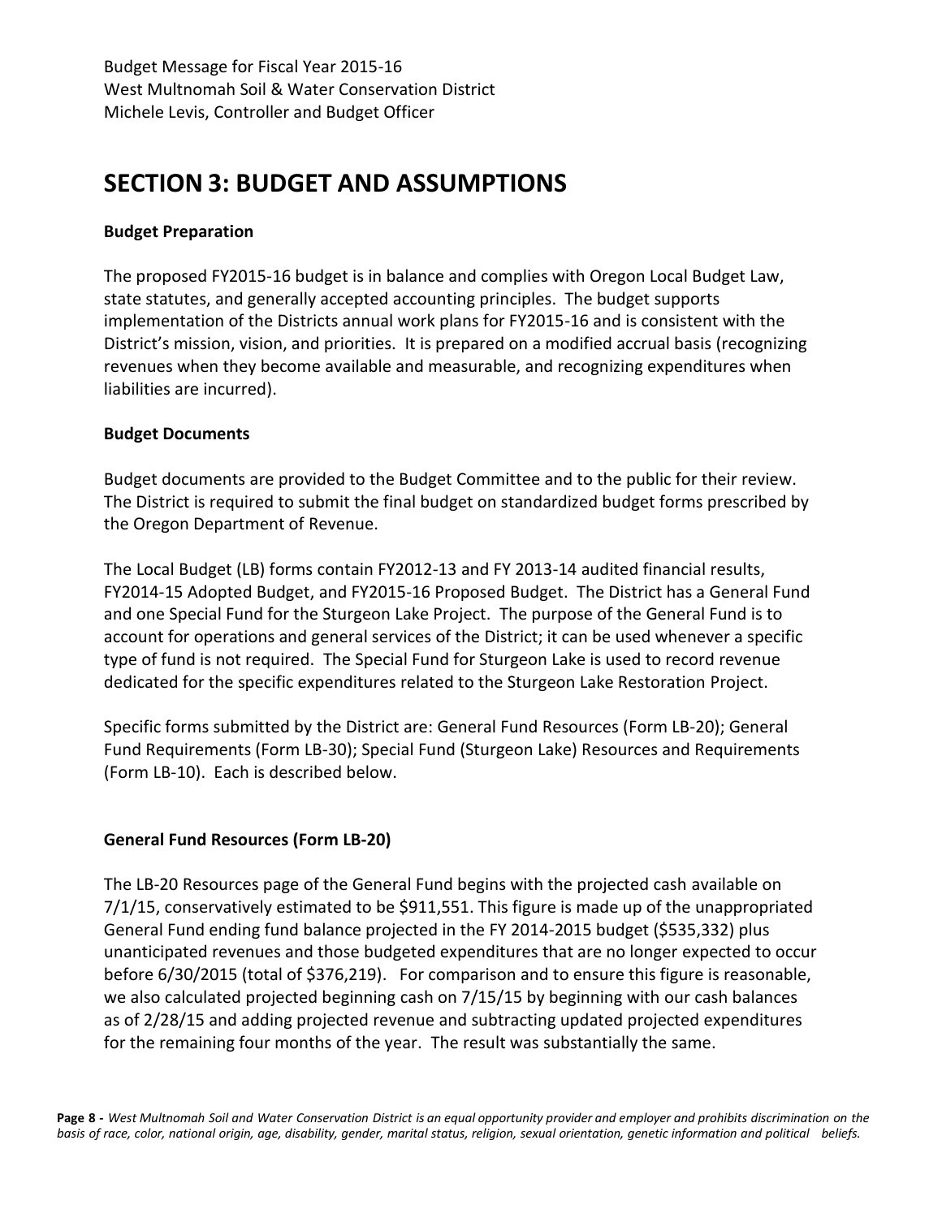Budget Message for Fiscal Year 2015-16
West Multnomah Soil & Water Conservation District
Michele Levis, Controller and Budget Officer

# SECTION 3: BUDGET AND ASSUMPTIONS

**Budget Preparation**

The proposed FY2015-16 budget is in balance and complies with Oregon Local Budget Law, state statutes, and generally accepted accounting principles. The budget supports implementation of the Districts annual work plans for FY2015-16 and is consistent with the District's mission, vision, and priorities. It is prepared on a modified accrual basis (recognizing revenues when they become available and measurable, and recognizing expenditures when liabilities are incurred).

**Budget Documents**

Budget documents are provided to the Budget Committee and to the public for their review. The District is required to submit the final budget on standardized budget forms prescribed by the Oregon Department of Revenue.

The Local Budget (LB) forms contain FY2012-13 and FY 2013-14 audited financial results, FY2014-15 Adopted Budget, and FY2015-16 Proposed Budget. The District has a General Fund and one Special Fund for the Sturgeon Lake Project. The purpose of the General Fund is to account for operations and general services of the District; it can be used whenever a specific type of fund is not required. The Special Fund for Sturgeon Lake is used to record revenue dedicated for the specific expenditures related to the Sturgeon Lake Restoration Project.

Specific forms submitted by the District are: General Fund Resources (Form LB-20); General Fund Requirements (Form LB-30); Special Fund (Sturgeon Lake) Resources and Requirements (Form LB-10). Each is described below.

**General Fund Resources (Form LB-20)**

The LB-20 Resources page of the General Fund begins with the projected cash available on 7/1/15, conservatively estimated to be $911,551. This figure is made up of the unappropriated General Fund ending fund balance projected in the FY 2014-2015 budget ($535,332) plus unanticipated revenues and those budgeted expenditures that are no longer expected to occur before 6/30/2015 (total of $376,219). For comparison and to ensure this figure is reasonable, we also calculated projected beginning cash on 7/15/15 by beginning with our cash balances as of 2/28/15 and adding projected revenue and subtracting updated projected expenditures for the remaining four months of the year. The result was substantially the same.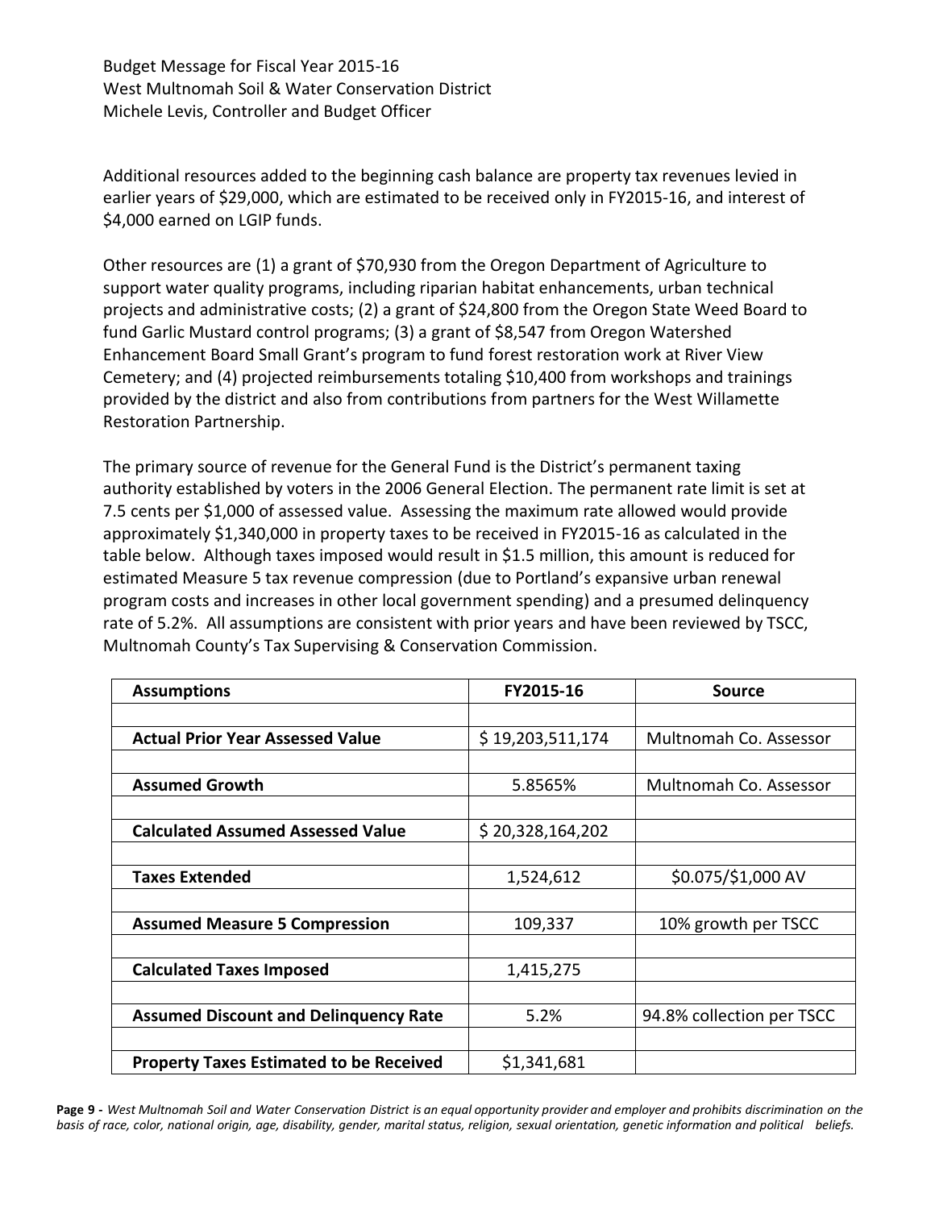Additional resources added to the beginning cash balance are property tax revenues levied in earlier years of $29,000, which are estimated to be received only in FY2015-16, and interest of $4,000 earned on LGIP funds.

Other resources are (1) a grant of $70,930 from the Oregon Department of Agriculture to support water quality programs, including riparian habitat enhancements, urban technical projects and administrative costs; (2) a grant of $24,800 from the Oregon State Weed Board to fund Garlic Mustard control programs; (3) a grant of $8,547 from Oregon Watershed Enhancement Board Small Grant's program to fund forest restoration work at River View Cemetery; and (4) projected reimbursements totaling $10,400 from workshops and trainings provided by the district and also from contributions from partners for the West Willamette Restoration Partnership.

The primary source of revenue for the General Fund is the District's permanent taxing authority established by voters in the 2006 General Election. The permanent rate limit is set at 7.5 cents per $1,000 of assessed value. Assessing the maximum rate allowed would provide approximately $1,340,000 in property taxes to be received in FY2015-16 as calculated in the table below. Although taxes imposed would result in $1.5 million, this amount is reduced for estimated Measure 5 tax revenue compression (due to Portland's expansive urban renewal program costs and increases in other local government spending) and a presumed delinquency rate of 5.2%. All assumptions are consistent with prior years and have been reviewed by TSCC, Multnomah County's Tax Supervising & Conservation Commission.

| Assumptions | FY2015-16 | Source |
|---|---|---|
| **Actual Prior Year Assessed Value** | $ 19,203,511,174 | Multnomah Co. Assessor |
| **Assumed Growth** | 5.8565% | Multnomah Co. Assessor |
| **Calculated Assumed Assessed Value** | $ 20,328,164,202 | |
| **Taxes Extended** | 1,524,612 | $0.075/$1,000 AV |
| **Assumed Measure 5 Compression** | 109,337 | 10% growth per TSCC |
| **Calculated Taxes Imposed** | 1,415,275 | |
| **Assumed Discount and Delinquency Rate** | 5.2% | 94.8% collection per TSCC |
| **Property Taxes Estimated to be Received** | $1,341,681 | |

*West Multnomah Soil and Water Conservation District is an equal opportunity provider and employer and prohibits discrimination on the basis of race, color, national origin, age, disability, gender, marital status, religion, sexual orientation, genetic information and political beliefs.*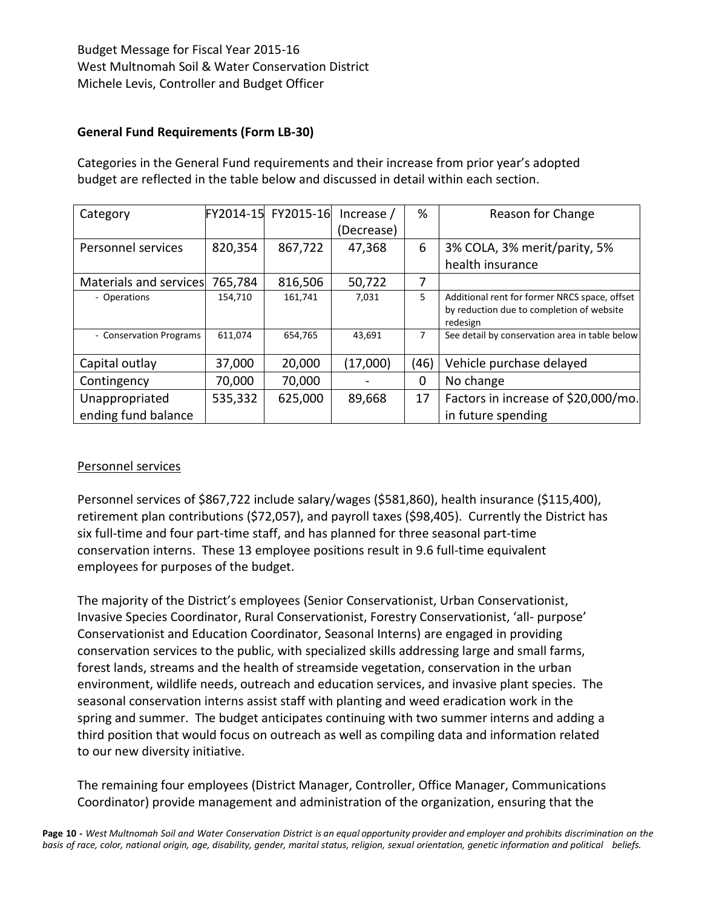Budget Message for Fiscal Year 2015-16
West Multnomah Soil & Water Conservation District
Michele Levis, Controller and Budget Officer

**General Fund Requirements (Form LB-30)**

Categories in the General Fund requirements and their increase from prior year's adopted budget are reflected in the table below and discussed in detail within each section.

| Category | FY2014-15 | FY2015-16 | Increase / (Decrease) | % | Reason for Change |
|---|---|---|---|---|---|
| Personnel services | 820,354 | 867,722 | 47,368 | 6 | 3% COLA, 3% merit/parity, 5% health insurance |
| Materials and services | 765,784 | 816,506 | 50,722 | 7 | |
| - Operations | 154,710 | 161,741 | 7,031 | 5 | Additional rent for former NRCS space, offset by reduction due to completion of website redesign |
| - Conservation Programs | 611,074 | 654,765 | 43,691 | 7 | See detail by conservation area in table below |
| Capital outlay | 37,000 | 20,000 | (17,000) | (46) | Vehicle purchase delayed |
| Contingency | 70,000 | 70,000 | - | 0 | No change |
| Unappropriated ending fund balance | 535,332 | 625,000 | 89,668 | 17 | Factors in increase of $20,000/mo. in future spending |

Personnel services

Personnel services of $867,722 include salary/wages ($581,860), health insurance ($115,400), retirement plan contributions ($72,057), and payroll taxes ($98,405). Currently the District has six full-time and four part-time staff, and has planned for three seasonal part-time conservation interns. These 13 employee positions result in 9.6 full-time equivalent employees for purposes of the budget.

The majority of the District's employees (Senior Conservationist, Urban Conservationist, Invasive Species Coordinator, Rural Conservationist, Forestry Conservationist, 'all- purpose' Conservationist and Education Coordinator, Seasonal Interns) are engaged in providing conservation services to the public, with specialized skills addressing large and small farms, forest lands, streams and the health of streamside vegetation, conservation in the urban environment, wildlife needs, outreach and education services, and invasive plant species. The seasonal conservation interns assist staff with planting and weed eradication work in the spring and summer. The budget anticipates continuing with two summer interns and adding a third position that would focus on outreach as well as compiling data and information related to our new diversity initiative.

The remaining four employees (District Manager, Controller, Office Manager, Communications Coordinator) provide management and administration of the organization, ensuring that the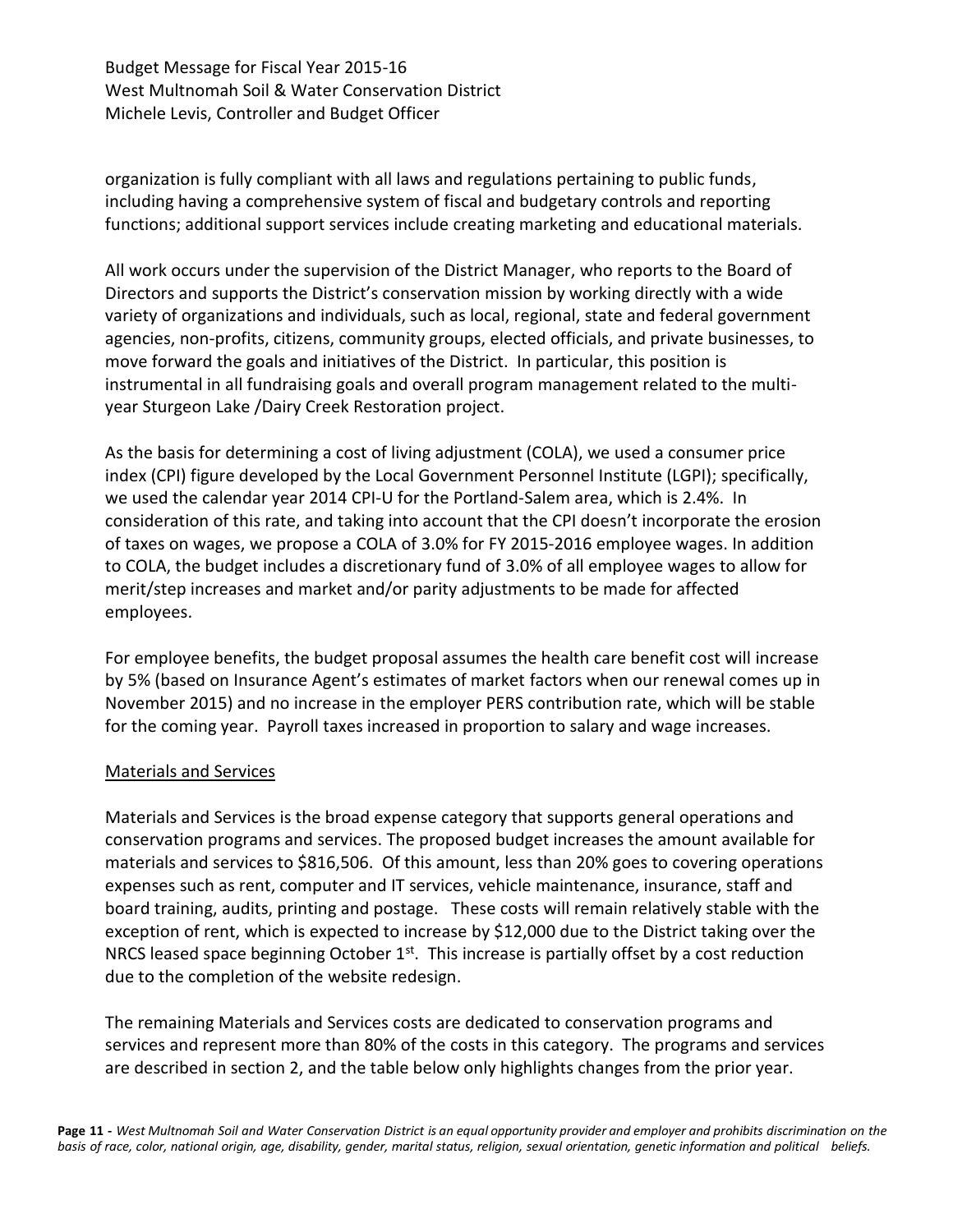organization is fully compliant with all laws and regulations pertaining to public funds, including having a comprehensive system of fiscal and budgetary controls and reporting functions; additional support services include creating marketing and educational materials.

All work occurs under the supervision of the District Manager, who reports to the Board of Directors and supports the District's conservation mission by working directly with a wide variety of organizations and individuals, such as local, regional, state and federal government agencies, non-profits, citizens, community groups, elected officials, and private businesses, to move forward the goals and initiatives of the District. In particular, this position is instrumental in all fundraising goals and overall program management related to the multi-year Sturgeon Lake /Dairy Creek Restoration project.

As the basis for determining a cost of living adjustment (COLA), we used a consumer price index (CPI) figure developed by the Local Government Personnel Institute (LGPI); specifically, we used the calendar year 2014 CPI-U for the Portland-Salem area, which is 2.4%. In consideration of this rate, and taking into account that the CPI doesn't incorporate the erosion of taxes on wages, we propose a COLA of 3.0% for FY 2015-2016 employee wages. In addition to COLA, the budget includes a discretionary fund of 3.0% of all employee wages to allow for merit/step increases and market and/or parity adjustments to be made for affected employees.

For employee benefits, the budget proposal assumes the health care benefit cost will increase by 5% (based on Insurance Agent's estimates of market factors when our renewal comes up in November 2015) and no increase in the employer PERS contribution rate, which will be stable for the coming year. Payroll taxes increased in proportion to salary and wage increases.

## Materials and Services

Materials and Services is the broad expense category that supports general operations and conservation programs and services. The proposed budget increases the amount available for materials and services to $816,506. Of this amount, less than 20% goes to covering operations expenses such as rent, computer and IT services, vehicle maintenance, insurance, staff and board training, audits, printing and postage. These costs will remain relatively stable with the exception of rent, which is expected to increase by $12,000 due to the District taking over the NRCS leased space beginning October 1st. This increase is partially offset by a cost reduction due to the completion of the website redesign.

The remaining Materials and Services costs are dedicated to conservation programs and services and represent more than 80% of the costs in this category. The programs and services are described in section 2, and the table below only highlights changes from the prior year.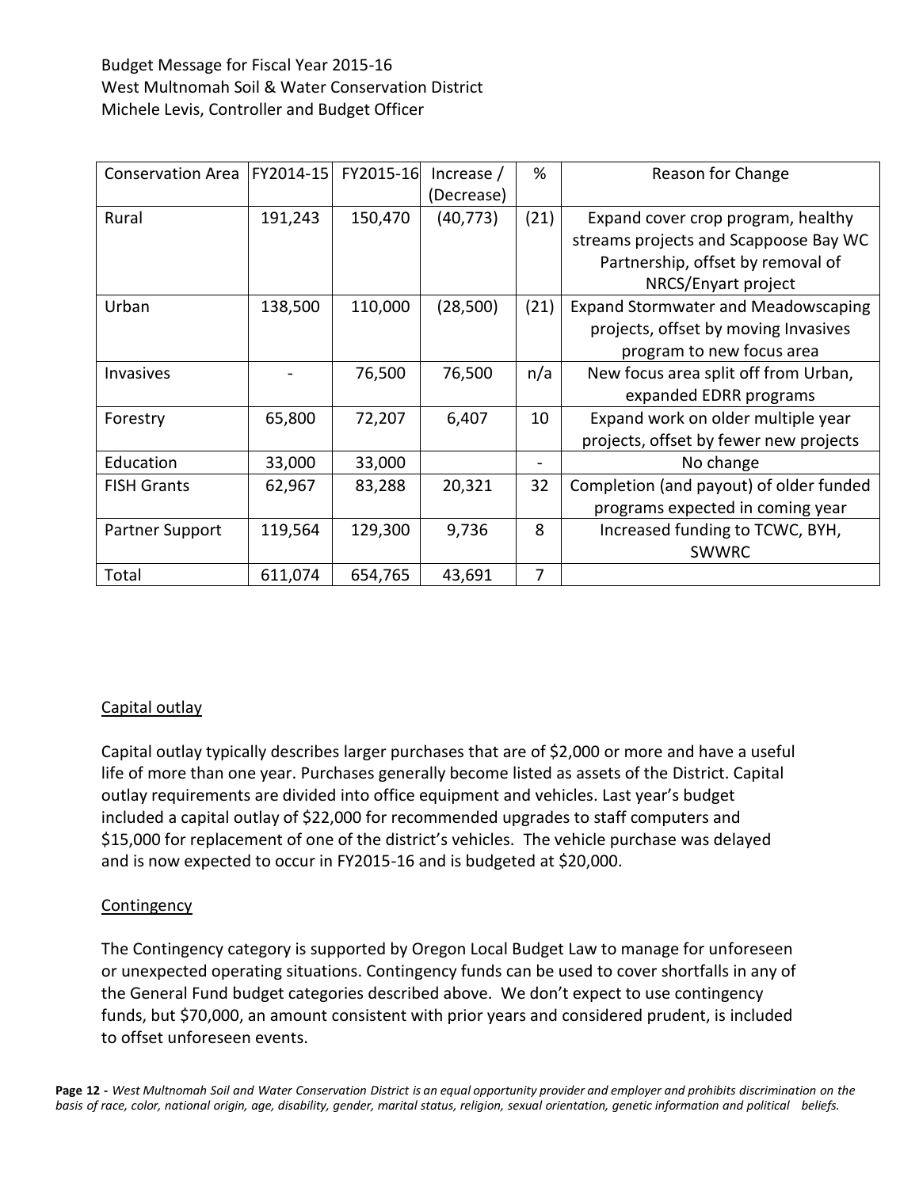| Conservation Area | FY2014-15 | FY2015-16 | Increase / (Decrease) | % | Reason for Change |
|---|---|---|---|---|---|
| Rural | 191,243 | 150,470 | (40,773) | (21) | Expand cover crop program, healthy streams projects and Scappoose Bay WC Partnership, offset by removal of NRCS/Enyart project |
| Urban | 138,500 | 110,000 | (28,500) | (21) | Expand Stormwater and Meadowscaping projects, offset by moving Invasives program to new focus area |
| Invasives | - | 76,500 | 76,500 | n/a | New focus area split off from Urban, expanded EDRR programs |
| Forestry | 65,800 | 72,207 | 6,407 | 10 | Expand work on older multiple year projects, offset by fewer new projects |
| Education | 33,000 | 33,000 | | - | No change |
| FISH Grants | 62,967 | 83,288 | 20,321 | 32 | Completion (and payout) of older funded programs expected in coming year |
| Partner Support | 119,564 | 129,300 | 9,736 | 8 | Increased funding to TCWC, BYH, SWWRC |
| Total | 611,074 | 654,765 | 43,691 | 7 | |

## Capital outlay

Capital outlay typically describes larger purchases that are of $2,000 or more and have a useful life of more than one year. Purchases generally become listed as assets of the District. Capital outlay requirements are divided into office equipment and vehicles. Last year's budget included a capital outlay of $22,000 for recommended upgrades to staff computers and $15,000 for replacement of one of the district's vehicles. The vehicle purchase was delayed and is now expected to occur in FY2015-16 and is budgeted at $20,000.

## Contingency

The Contingency category is supported by Oregon Local Budget Law to manage for unforeseen or unexpected operating situations. Contingency funds can be used to cover shortfalls in any of the General Fund budget categories described above. We don't expect to use contingency funds, but $70,000, an amount consistent with prior years and considered prudent, is included to offset unforeseen events.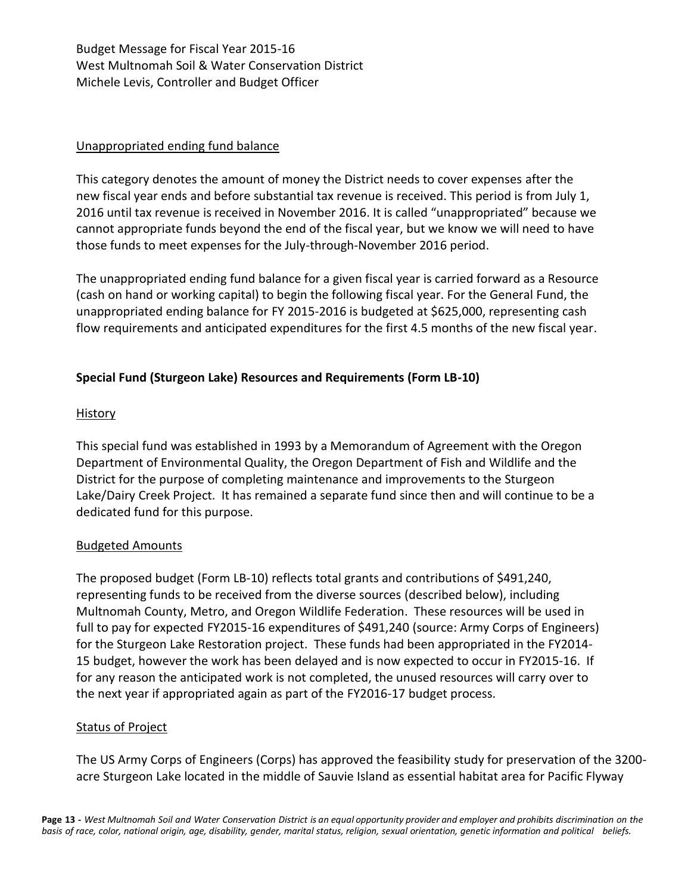Unappropriated ending fund balance

This category denotes the amount of money the District needs to cover expenses after the new fiscal year ends and before substantial tax revenue is received. This period is from July 1, 2016 until tax revenue is received in November 2016. It is called "unappropriated" because we cannot appropriate funds beyond the end of the fiscal year, but we know we will need to have those funds to meet expenses for the July-through-November 2016 period.

The unappropriated ending fund balance for a given fiscal year is carried forward as a Resource (cash on hand or working capital) to begin the following fiscal year. For the General Fund, the unappropriated ending balance for FY 2015-2016 is budgeted at $625,000, representing cash flow requirements and anticipated expenditures for the first 4.5 months of the new fiscal year.

## Special Fund (Sturgeon Lake) Resources and Requirements (Form LB-10)

History

This special fund was established in 1993 by a Memorandum of Agreement with the Oregon Department of Environmental Quality, the Oregon Department of Fish and Wildlife and the District for the purpose of completing maintenance and improvements to the Sturgeon Lake/Dairy Creek Project. It has remained a separate fund since then and will continue to be a dedicated fund for this purpose.

Budgeted Amounts

The proposed budget (Form LB-10) reflects total grants and contributions of $491,240, representing funds to be received from the diverse sources (described below), including Multnomah County, Metro, and Oregon Wildlife Federation. These resources will be used in full to pay for expected FY2015-16 expenditures of $491,240 (source: Army Corps of Engineers) for the Sturgeon Lake Restoration project. These funds had been appropriated in the FY2014-15 budget, however the work has been delayed and is now expected to occur in FY2015-16. If for any reason the anticipated work is not completed, the unused resources will carry over to the next year if appropriated again as part of the FY2016-17 budget process.

Status of Project

The US Army Corps of Engineers (Corps) has approved the feasibility study for preservation of the 3200-acre Sturgeon Lake located in the middle of Sauvie Island as essential habitat area for Pacific Flyway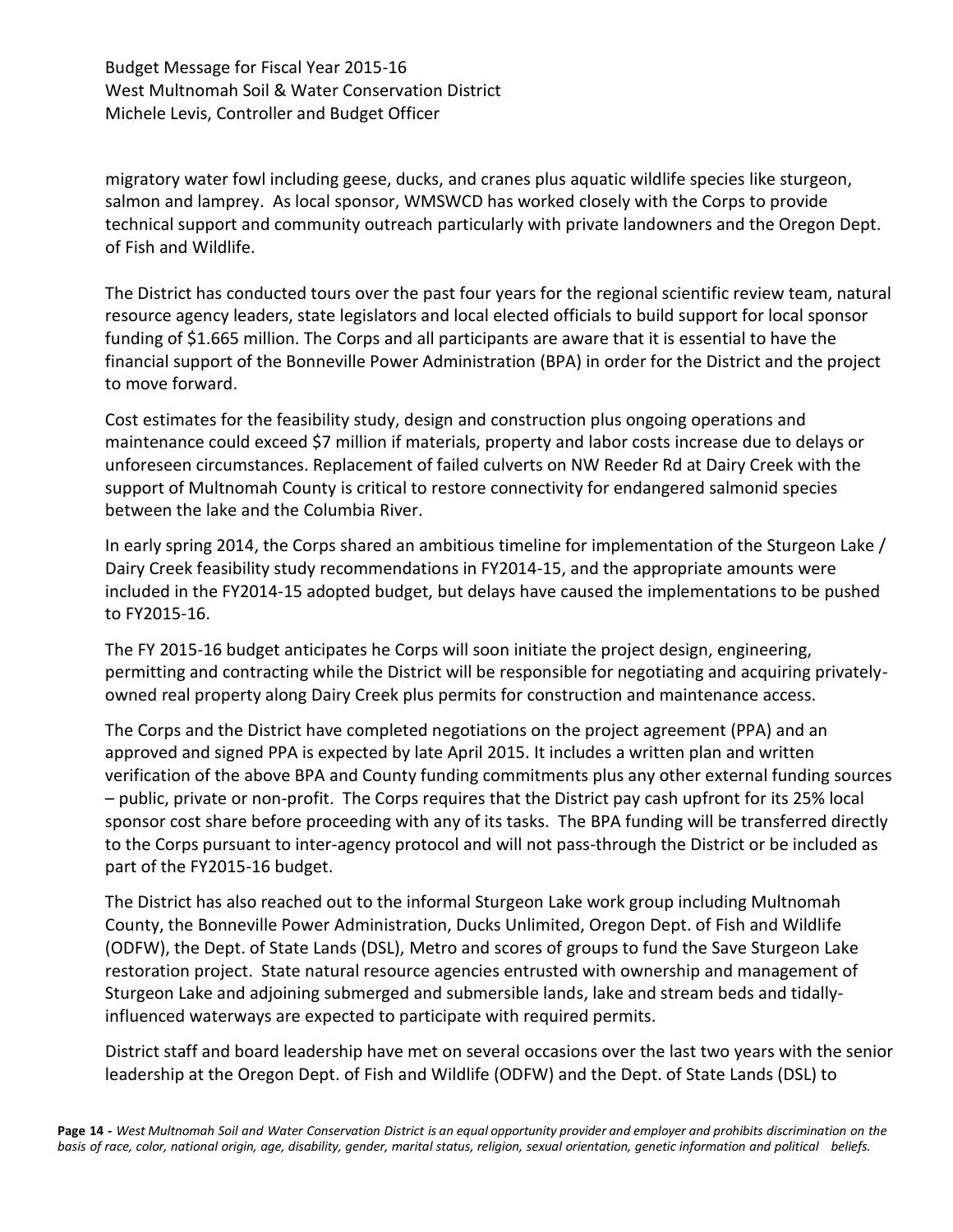migratory water fowl including geese, ducks, and cranes plus aquatic wildlife species like sturgeon, salmon and lamprey. As local sponsor, WMSWCD has worked closely with the Corps to provide technical support and community outreach particularly with private landowners and the Oregon Dept. of Fish and Wildlife.

The District has conducted tours over the past four years for the regional scientific review team, natural resource agency leaders, state legislators and local elected officials to build support for local sponsor funding of $1.665 million. The Corps and all participants are aware that it is essential to have the financial support of the Bonneville Power Administration (BPA) in order for the District and the project to move forward.

Cost estimates for the feasibility study, design and construction plus ongoing operations and maintenance could exceed $7 million if materials, property and labor costs increase due to delays or unforeseen circumstances. Replacement of failed culverts on NW Reeder Rd at Dairy Creek with the support of Multnomah County is critical to restore connectivity for endangered salmonid species between the lake and the Columbia River.

In early spring 2014, the Corps shared an ambitious timeline for implementation of the Sturgeon Lake / Dairy Creek feasibility study recommendations in FY2014-15, and the appropriate amounts were included in the FY2014-15 adopted budget, but delays have caused the implementations to be pushed to FY2015-16.

The FY 2015-16 budget anticipates he Corps will soon initiate the project design, engineering, permitting and contracting while the District will be responsible for negotiating and acquiring privately-owned real property along Dairy Creek plus permits for construction and maintenance access.

The Corps and the District have completed negotiations on the project agreement (PPA) and an approved and signed PPA is expected by late April 2015. It includes a written plan and written verification of the above BPA and County funding commitments plus any other external funding sources – public, private or non-profit. The Corps requires that the District pay cash upfront for its 25% local sponsor cost share before proceeding with any of its tasks. The BPA funding will be transferred directly to the Corps pursuant to inter-agency protocol and will not pass-through the District or be included as part of the FY2015-16 budget.

The District has also reached out to the informal Sturgeon Lake work group including Multnomah County, the Bonneville Power Administration, Ducks Unlimited, Oregon Dept. of Fish and Wildlife (ODFW), the Dept. of State Lands (DSL), Metro and scores of groups to fund the Save Sturgeon Lake restoration project. State natural resource agencies entrusted with ownership and management of Sturgeon Lake and adjoining submerged and submersible lands, lake and stream beds and tidally-influenced waterways are expected to participate with required permits.

District staff and board leadership have met on several occasions over the last two years with the senior leadership at the Oregon Dept. of Fish and Wildlife (ODFW) and the Dept. of State Lands (DSL) to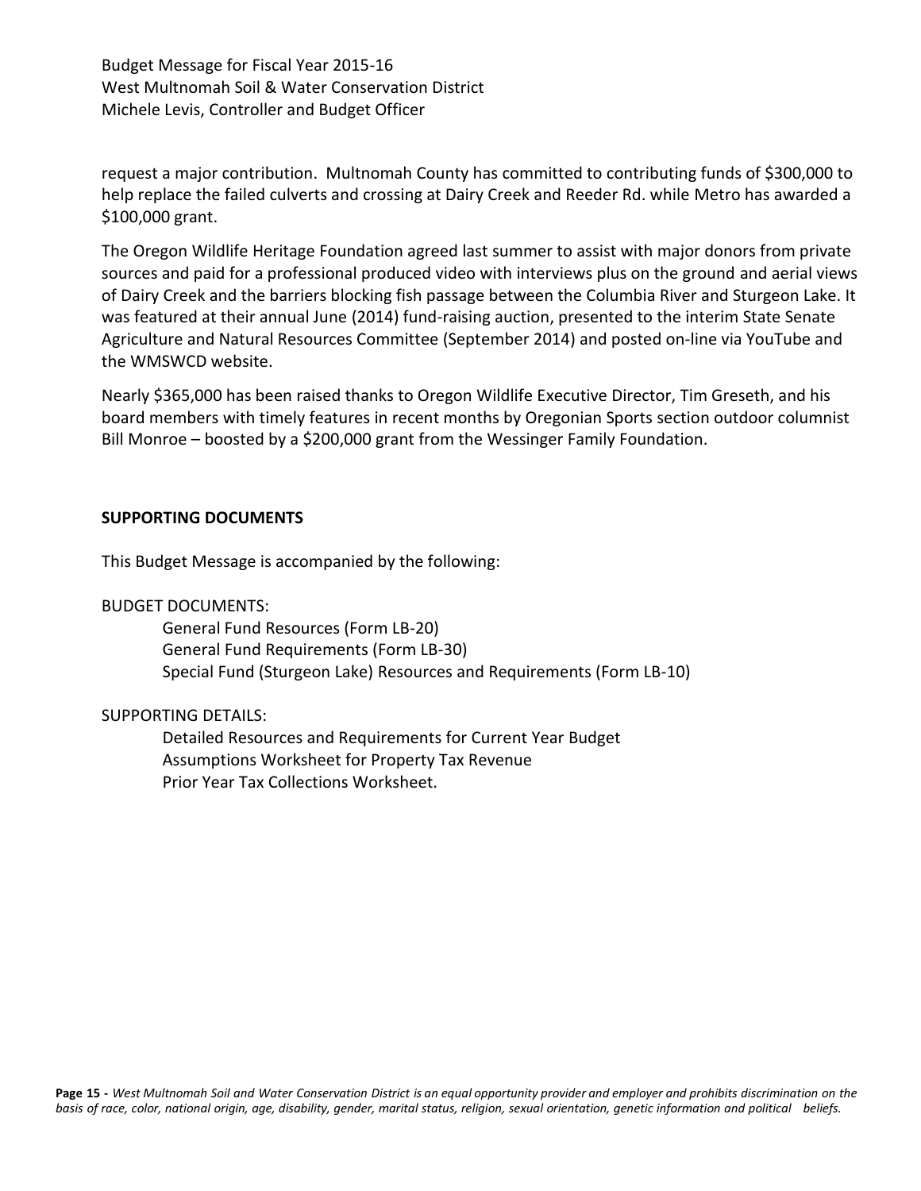request a major contribution. Multnomah County has committed to contributing funds of $300,000 to help replace the failed culverts and crossing at Dairy Creek and Reeder Rd. while Metro has awarded a $100,000 grant.

The Oregon Wildlife Heritage Foundation agreed last summer to assist with major donors from private sources and paid for a professional produced video with interviews plus on the ground and aerial views of Dairy Creek and the barriers blocking fish passage between the Columbia River and Sturgeon Lake. It was featured at their annual June (2014) fund-raising auction, presented to the interim State Senate Agriculture and Natural Resources Committee (September 2014) and posted on-line via YouTube and the WMSWCD website.

Nearly $365,000 has been raised thanks to Oregon Wildlife Executive Director, Tim Greseth, and his board members with timely features in recent months by Oregonian Sports section outdoor columnist Bill Monroe – boosted by a $200,000 grant from the Wessinger Family Foundation.

**SUPPORTING DOCUMENTS**

This Budget Message is accompanied by the following:

BUDGET DOCUMENTS:

- General Fund Resources (Form LB-20)
- General Fund Requirements (Form LB-30)
- Special Fund (Sturgeon Lake) Resources and Requirements (Form LB-10)

SUPPORTING DETAILS:

- Detailed Resources and Requirements for Current Year Budget
- Assumptions Worksheet for Property Tax Revenue
- Prior Year Tax Collections Worksheet.